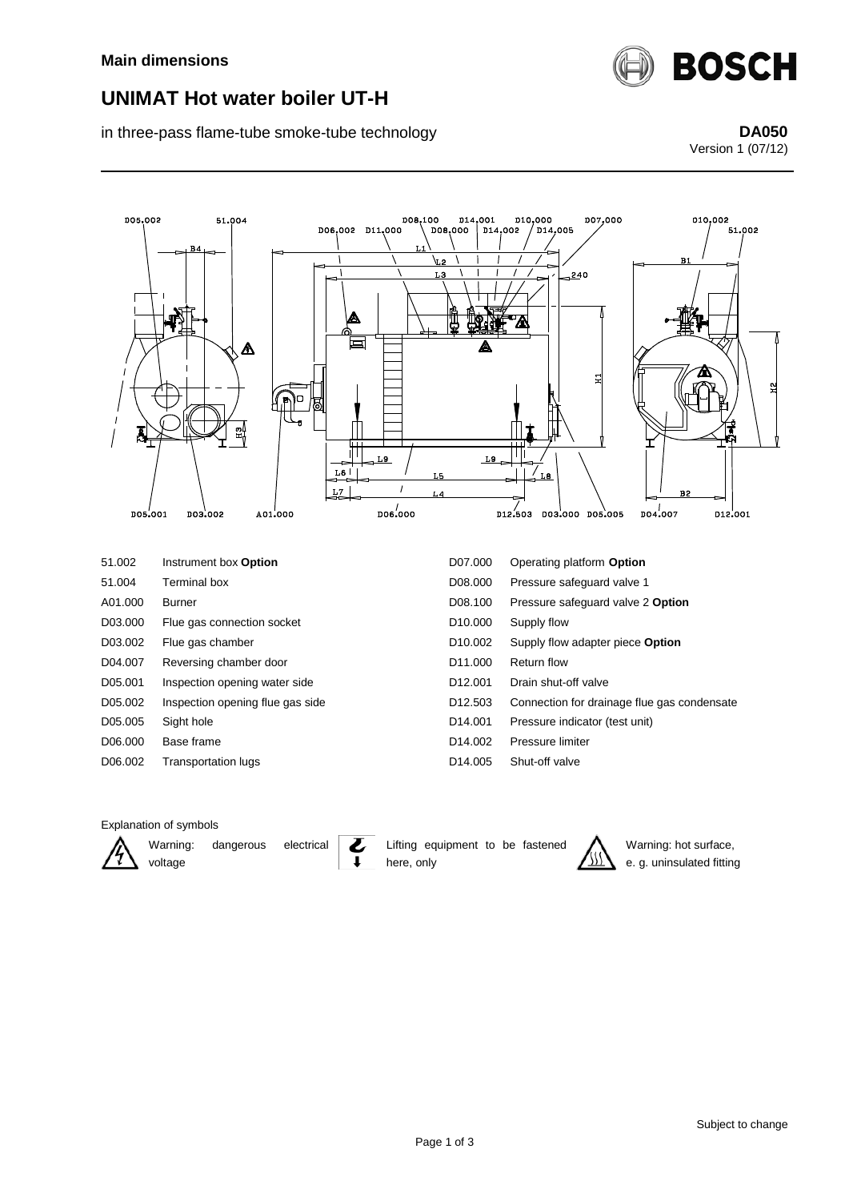**Main dimensions**

# UNIMAT Hot water boiler UT-H

in three-pass flame-tube smoke-tube technology

**DA050**
Version 1 (07/12)

| | | | |
|---|---|---|---|
| 51.002 | Instrument box **Option** | D07.000 | Operating platform **Option** |
| 51.004 | Terminal box | D08.000 | Pressure safeguard valve 1 |
| A01.000 | Burner | D08.100 | Pressure safeguard valve 2 **Option** |
| D03.000 | Flue gas connection socket | D10.000 | Supply flow |
| D03.002 | Flue gas chamber | D10.002 | Supply flow adapter piece **Option** |
| D04.007 | Reversing chamber door | D11.000 | Return flow |
| D05.001 | Inspection opening water side | D12.001 | Drain shut-off valve |
| D05.002 | Inspection opening flue gas side | D12.503 | Connection for drainage flue gas condensate |
| D05.005 | Sight hole | D14.001 | Pressure indicator (test unit) |
| D06.000 | Base frame | D14.002 | Pressure limiter |
| D06.002 | Transportation lugs | D14.005 | Shut-off valve |

Explanation of symbols

Warning: dangerous electrical voltage

Lifting equipment to be fastened here, only

Warning: hot surface, e. g. uninsulated fitting

Subject to change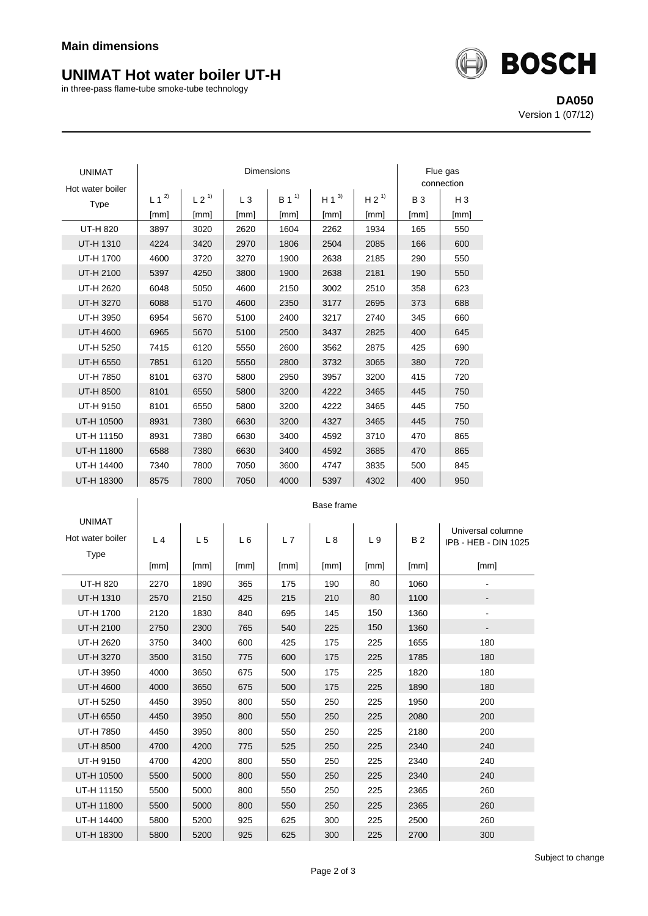**Main dimensions**

# UNIMAT Hot water boiler UT-H

in three-pass flame-tube smoke-tube technology

**DA050**
Version 1 (07/12)

| UNIMAT Hot water boiler Type | Dimensions | | | | | | Flue gas connection | |
|---|---|---|---|---|---|---|---|---|
| | L 1 [2)] | L 2 [1)] | L 3 | B 1 [1)] | H 1 [3)] | H 2 [1)] | B 3 | H 3 |
| | [mm] | [mm] | [mm] | [mm] | [mm] | [mm] | [mm] | [mm] |
| UT-H 820 | 3897 | 3020 | 2620 | 1604 | 2262 | 1934 | 165 | 550 |
| UT-H 1310 | 4224 | 3420 | 2970 | 1806 | 2504 | 2085 | 166 | 600 |
| UT-H 1700 | 4600 | 3720 | 3270 | 1900 | 2638 | 2185 | 290 | 550 |
| UT-H 2100 | 5397 | 4250 | 3800 | 1900 | 2638 | 2181 | 190 | 550 |
| UT-H 2620 | 6048 | 5050 | 4600 | 2150 | 3002 | 2510 | 358 | 623 |
| UT-H 3270 | 6088 | 5170 | 4600 | 2350 | 3177 | 2695 | 373 | 688 |
| UT-H 3950 | 6954 | 5670 | 5100 | 2400 | 3217 | 2740 | 345 | 660 |
| UT-H 4600 | 6965 | 5670 | 5100 | 2500 | 3437 | 2825 | 400 | 645 |
| UT-H 5250 | 7415 | 6120 | 5550 | 2600 | 3562 | 2875 | 425 | 690 |
| UT-H 6550 | 7851 | 6120 | 5550 | 2800 | 3732 | 3065 | 380 | 720 |
| UT-H 7850 | 8101 | 6370 | 5800 | 2950 | 3957 | 3200 | 415 | 720 |
| UT-H 8500 | 8101 | 6550 | 5800 | 3200 | 4222 | 3465 | 445 | 750 |
| UT-H 9150 | 8101 | 6550 | 5800 | 3200 | 4222 | 3465 | 445 | 750 |
| UT-H 10500 | 8931 | 7380 | 6630 | 3200 | 4327 | 3465 | 445 | 750 |
| UT-H 11150 | 8931 | 7380 | 6630 | 3400 | 4592 | 3710 | 470 | 865 |
| UT-H 11800 | 6588 | 7380 | 6630 | 3400 | 4592 | 3685 | 470 | 865 |
| UT-H 14400 | 7340 | 7800 | 7050 | 3600 | 4747 | 3835 | 500 | 845 |
| UT-H 18300 | 8575 | 7800 | 7050 | 4000 | 5397 | 4302 | 400 | 950 |

| UNIMAT Hot water boiler Type | Base frame | | | | | | | |
|---|---|---|---|---|---|---|---|---|
| | L 4 | L 5 | L 6 | L 7 | L 8 | L 9 | B 2 | Universal columne IPB - HEB - DIN 1025 |
| | [mm] | [mm] | [mm] | [mm] | [mm] | [mm] | [mm] | [mm] |
| UT-H 820 | 2270 | 1890 | 365 | 175 | 190 | 80 | 1060 | - |
| UT-H 1310 | 2570 | 2150 | 425 | 215 | 210 | 80 | 1100 | - |
| UT-H 1700 | 2120 | 1830 | 840 | 695 | 145 | 150 | 1360 | - |
| UT-H 2100 | 2750 | 2300 | 765 | 540 | 225 | 150 | 1360 | - |
| UT-H 2620 | 3750 | 3400 | 600 | 425 | 175 | 225 | 1655 | 180 |
| UT-H 3270 | 3500 | 3150 | 775 | 600 | 175 | 225 | 1785 | 180 |
| UT-H 3950 | 4000 | 3650 | 675 | 500 | 175 | 225 | 1820 | 180 |
| UT-H 4600 | 4000 | 3650 | 675 | 500 | 175 | 225 | 1890 | 180 |
| UT-H 5250 | 4450 | 3950 | 800 | 550 | 250 | 225 | 1950 | 200 |
| UT-H 6550 | 4450 | 3950 | 800 | 550 | 250 | 225 | 2080 | 200 |
| UT-H 7850 | 4450 | 3950 | 800 | 550 | 250 | 225 | 2180 | 200 |
| UT-H 8500 | 4700 | 4200 | 775 | 525 | 250 | 225 | 2340 | 240 |
| UT-H 9150 | 4700 | 4200 | 800 | 550 | 250 | 225 | 2340 | 240 |
| UT-H 10500 | 5500 | 5000 | 800 | 550 | 250 | 225 | 2340 | 240 |
| UT-H 11150 | 5500 | 5000 | 800 | 550 | 250 | 225 | 2365 | 260 |
| UT-H 11800 | 5500 | 5000 | 800 | 550 | 250 | 225 | 2365 | 260 |
| UT-H 14400 | 5800 | 5200 | 925 | 625 | 300 | 225 | 2500 | 260 |
| UT-H 18300 | 5800 | 5200 | 925 | 625 | 300 | 225 | 2700 | 300 |

Subject to change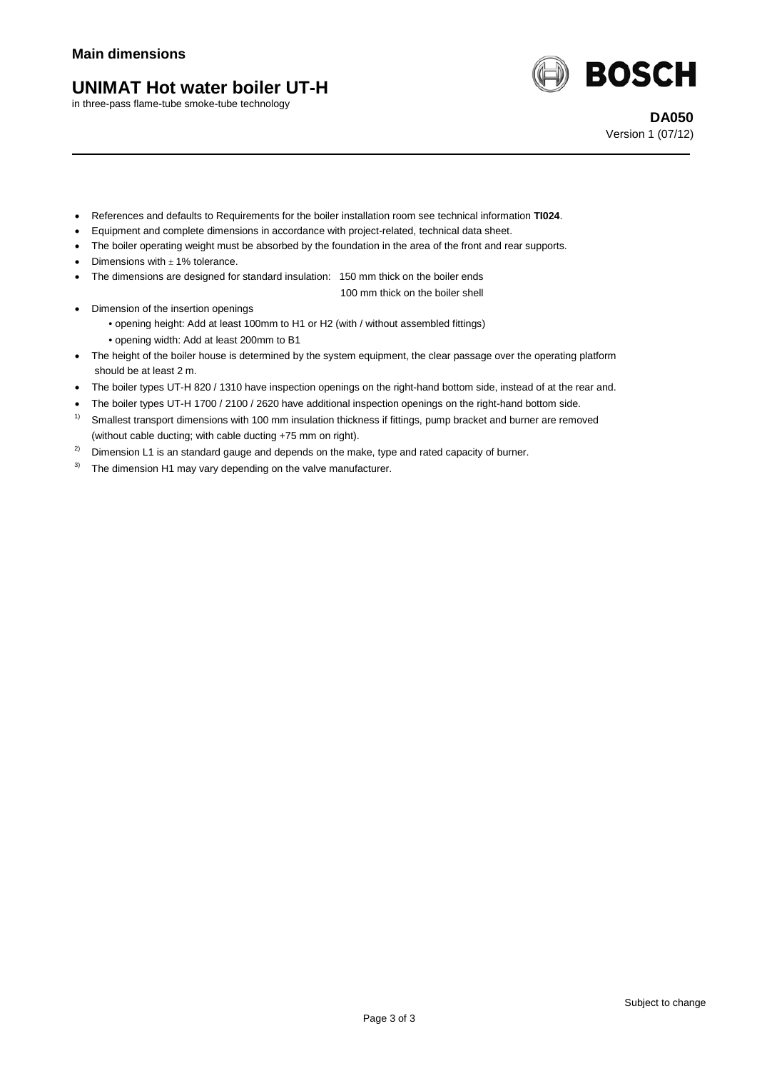**Main dimensions**

# UNIMAT Hot water boiler UT-H

in three-pass flame-tube smoke-tube technology

**DA050**
Version 1 (07/12)

- References and defaults to Requirements for the boiler installation room see technical information **TI024**.
- Equipment and complete dimensions in accordance with project-related, technical data sheet.
- The boiler operating weight must be absorbed by the foundation in the area of the front and rear supports.
- Dimensions with ± 1% tolerance.
- The dimensions are designed for standard insulation: 150 mm thick on the boiler ends
  100 mm thick on the boiler shell
- Dimension of the insertion openings
  - opening height: Add at least 100mm to H1 or H2 (with / without assembled fittings)
  - opening width: Add at least 200mm to B1
- The height of the boiler house is determined by the system equipment, the clear passage over the operating platform should be at least 2 m.
- The boiler types UT-H 820 / 1310 have inspection openings on the right-hand bottom side, instead of at the rear and.
- The boiler types UT-H 1700 / 2100 / 2620 have additional inspection openings on the right-hand bottom side.

[1] Smallest transport dimensions with 100 mm insulation thickness if fittings, pump bracket and burner are removed (without cable ducting; with cable ducting +75 mm on right).

[2] Dimension L1 is an standard gauge and depends on the make, type and rated capacity of burner.

[3] The dimension H1 may vary depending on the valve manufacturer.

Subject to change